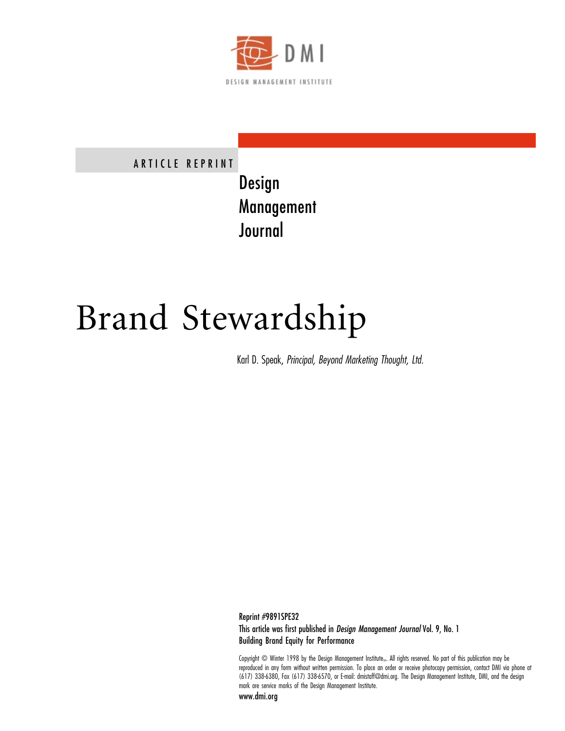DMI

DESIGN MANAGEMENT INSTITUTE

ARTICLE REPRINT

Design
Management
Journal

# Brand Stewardship

Karl D. Speak, *Principal, Beyond Marketing Thought, Ltd.*

Reprint #9891SPE32

This article was first published in *Design Management Journal* Vol. 9, No. 1

Building Brand Equity for Performance

Copyright © Winter 1998 by the Design Management Institute. All rights reserved. No part of this publication may be reproduced in any form without written permission. To place an order or receive photocopy permission, contact DMI via phone at (617) 338-6380, Fax (617) 338-6570, or E-mail: dmistaff@dmi.org. The Design Management Institute, DMI, and the design mark are service marks of the Design Management Institute.

www.dmi.org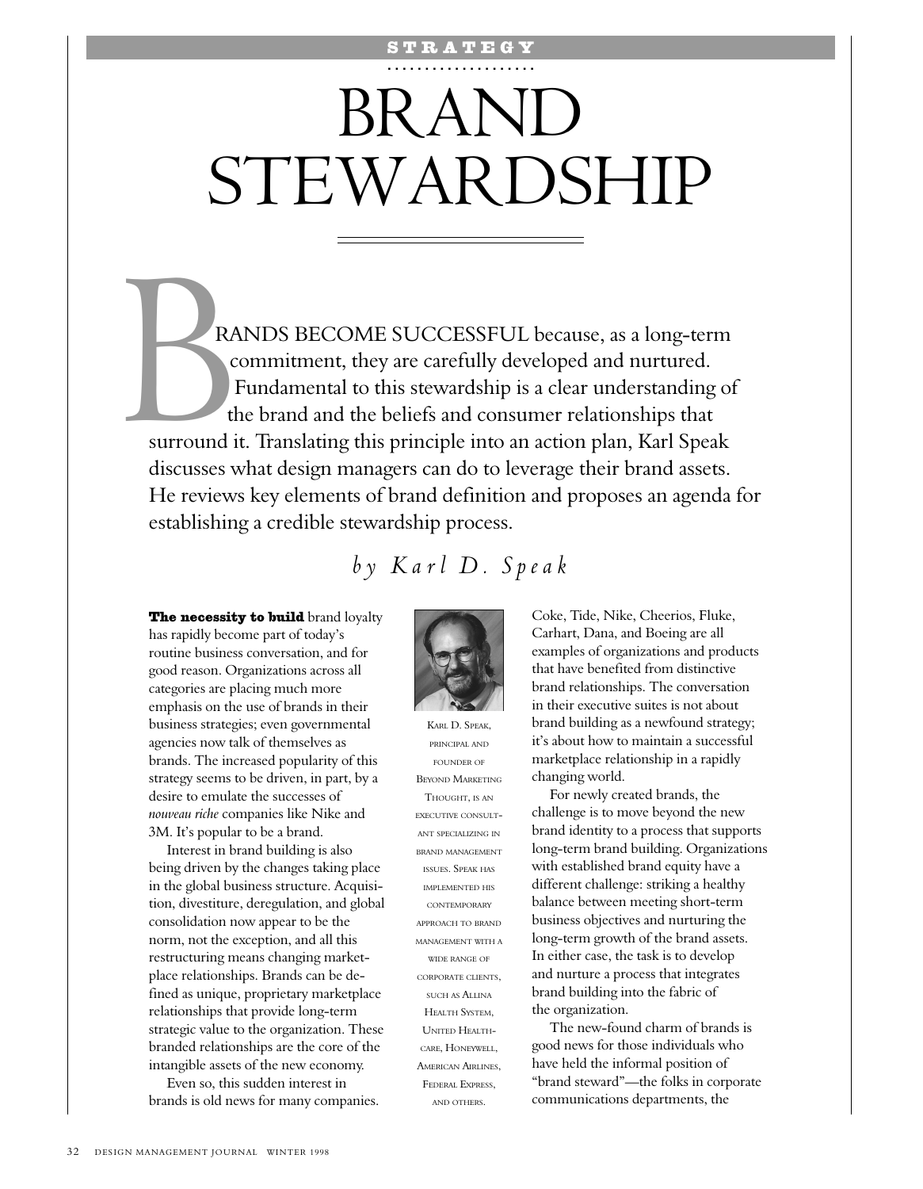STRATEGY

# BRAND STEWARDSHIP

BRANDS BECOME SUCCESSFUL because, as a long-term commitment, they are carefully developed and nurtured. Fundamental to this stewardship is a clear understanding of the brand and the beliefs and consumer relationships that surround it. Translating this principle into an action plan, Karl Speak discusses what design managers can do to leverage their brand assets. He reviews key elements of brand definition and proposes an agenda for establishing a credible stewardship process.

*by Karl D. Speak*

**The necessity to build** brand loyalty has rapidly become part of today's routine business conversation, and for good reason. Organizations across all categories are placing much more emphasis on the use of brands in their business strategies; even governmental agencies now talk of themselves as brands. The increased popularity of this strategy seems to be driven, in part, by a desire to emulate the successes of *nouveau riche* companies like Nike and 3M. It's popular to be a brand.

Interest in brand building is also being driven by the changes taking place in the global business structure. Acquisition, divestiture, deregulation, and global consolidation now appear to be the norm, not the exception, and all this restructuring means changing marketplace relationships. Brands can be defined as unique, proprietary marketplace relationships that provide long-term strategic value to the organization. These branded relationships are the core of the intangible assets of the new economy.

Even so, this sudden interest in brands is old news for many companies. Coke, Tide, Nike, Cheerios, Fluke, Carhart, Dana, and Boeing are all examples of organizations and products that have benefited from distinctive brand relationships. The conversation in their executive suites is not about brand building as a newfound strategy; it's about how to maintain a successful marketplace relationship in a rapidly changing world.

For newly created brands, the challenge is to move beyond the new brand identity to a process that supports long-term brand building. Organizations with established brand equity have a different challenge: striking a healthy balance between meeting short-term business objectives and nurturing the long-term growth of the brand assets. In either case, the task is to develop and nurture a process that integrates brand building into the fabric of the organization.

The new-found charm of brands is good news for those individuals who have held the informal position of "brand steward"—the folks in corporate communications departments, the

KARL D. SPEAK, PRINCIPAL AND FOUNDER OF BEYOND MARKETING THOUGHT, IS AN EXECUTIVE CONSULTANT SPECIALIZING IN BRAND MANAGEMENT ISSUES. SPEAK HAS IMPLEMENTED HIS CONTEMPORARY APPROACH TO BRAND MANAGEMENT WITH A WIDE RANGE OF CORPORATE CLIENTS, SUCH AS ALLINA HEALTH SYSTEM, UNITED HEALTHCARE, HONEYWELL, AMERICAN AIRLINES, FEDERAL EXPRESS, AND OTHERS.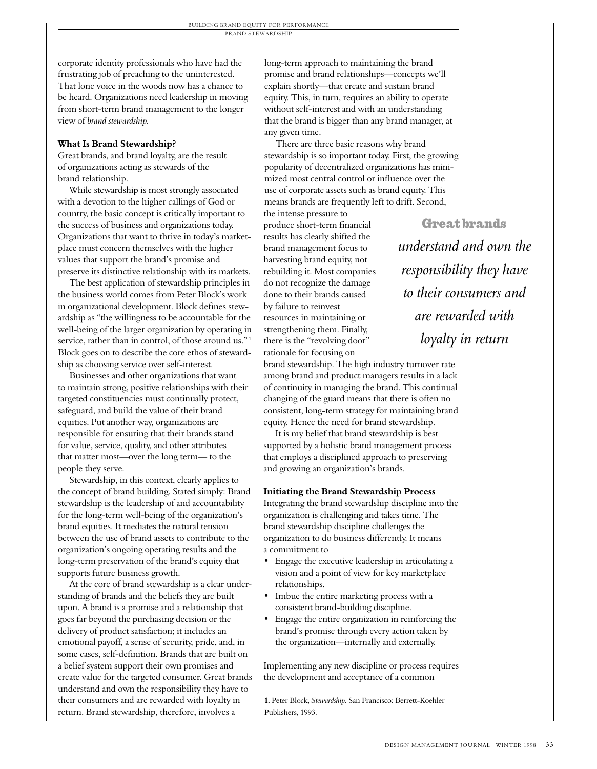corporate identity professionals who have had the frustrating job of preaching to the uninterested. That lone voice in the woods now has a chance to be heard. Organizations need leadership in moving from short-term brand management to the longer view of *brand stewardship*.

**What Is Brand Stewardship?**

Great brands, and brand loyalty, are the result of organizations acting as stewards of the brand relationship.

While stewardship is most strongly associated with a devotion to the higher callings of God or country, the basic concept is critically important to the success of business and organizations today. Organizations that want to thrive in today's marketplace must concern themselves with the higher values that support the brand's promise and preserve its distinctive relationship with its markets.

The best application of stewardship principles in the business world comes from Peter Block's work in organizational development. Block defines stewardship as "the willingness to be accountable for the well-being of the larger organization by operating in service, rather than in control, of those around us."[1] Block goes on to describe the core ethos of stewardship as choosing service over self-interest.

Businesses and other organizations that want to maintain strong, positive relationships with their targeted constituencies must continually protect, safeguard, and build the value of their brand equities. Put another way, organizations are responsible for ensuring that their brands stand for value, service, quality, and other attributes that matter most—over the long term— to the people they serve.

Stewardship, in this context, clearly applies to the concept of brand building. Stated simply: Brand stewardship is the leadership of and accountability for the long-term well-being of the organization's brand equities. It mediates the natural tension between the use of brand assets to contribute to the organization's ongoing operating results and the long-term preservation of the brand's equity that supports future business growth.

At the core of brand stewardship is a clear understanding of brands and the beliefs they are built upon. A brand is a promise and a relationship that goes far beyond the purchasing decision or the delivery of product satisfaction; it includes an emotional payoff, a sense of security, pride, and, in some cases, self-definition. Brands that are built on a belief system support their own promises and create value for the targeted consumer. Great brands understand and own the responsibility they have to their consumers and are rewarded with loyalty in return. Brand stewardship, therefore, involves a long-term approach to maintaining the brand promise and brand relationships—concepts we'll explain shortly—that create and sustain brand equity. This, in turn, requires an ability to operate without self-interest and with an understanding that the brand is bigger than any brand manager, at any given time.

There are three basic reasons why brand stewardship is so important today. First, the growing popularity of decentralized organizations has minimized most central control or influence over the use of corporate assets such as brand equity. This means brands are frequently left to drift. Second, the intense pressure to produce short-term financial results has clearly shifted the brand management focus to harvesting brand equity, not rebuilding it. Most companies do not recognize the damage done to their brands caused by failure to reinvest resources in maintaining or strengthening them. Finally, there is the "revolving door" rationale for focusing on brand stewardship. The high industry turnover rate among brand and product managers results in a lack of continuity in managing the brand. This continual changing of the guard means that there is often no consistent, long-term strategy for maintaining brand equity. Hence the need for brand stewardship.

> **Great brands** *understand and own the responsibility they have to their consumers and are rewarded with loyalty in return*

It is my belief that brand stewardship is best supported by a holistic brand management process that employs a disciplined approach to preserving and growing an organization's brands.

**Initiating the Brand Stewardship Process**

Integrating the brand stewardship discipline into the organization is challenging and takes time. The brand stewardship discipline challenges the organization to do business differently. It means a commitment to

- Engage the executive leadership in articulating a vision and a point of view for key marketplace relationships.
- Imbue the entire marketing process with a consistent brand-building discipline.
- Engage the entire organization in reinforcing the brand's promise through every action taken by the organization—internally and externally.

Implementing any new discipline or process requires the development and acceptance of a common

**1.** Peter Block, *Stewardship*. San Francisco: Berrett-Koehler Publishers, 1993.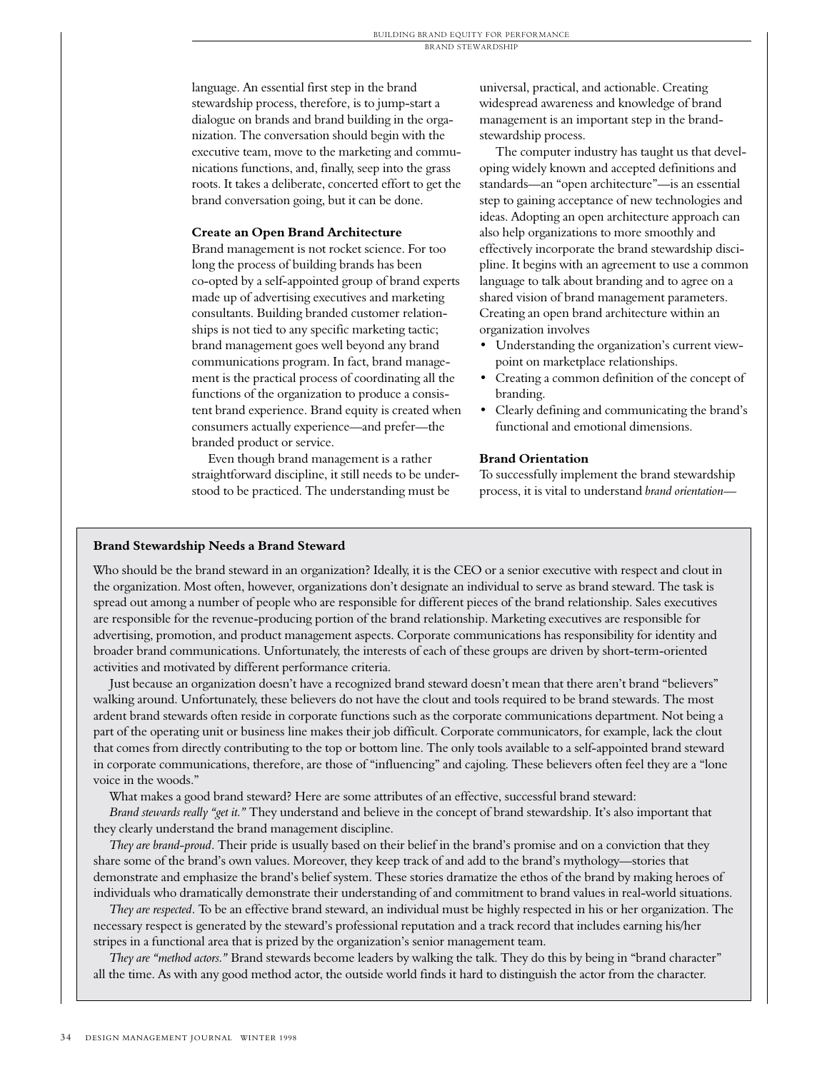language. An essential first step in the brand stewardship process, therefore, is to jump-start a dialogue on brands and brand building in the organization. The conversation should begin with the executive team, move to the marketing and communications functions, and, finally, seep into the grass roots. It takes a deliberate, concerted effort to get the brand conversation going, but it can be done.

### Create an Open Brand Architecture

Brand management is not rocket science. For too long the process of building brands has been co-opted by a self-appointed group of brand experts made up of advertising executives and marketing consultants. Building branded customer relationships is not tied to any specific marketing tactic; brand management goes well beyond any brand communications program. In fact, brand management is the practical process of coordinating all the functions of the organization to produce a consistent brand experience. Brand equity is created when consumers actually experience—and prefer—the branded product or service.

Even though brand management is a rather straightforward discipline, it still needs to be understood to be practiced. The understanding must be universal, practical, and actionable. Creating widespread awareness and knowledge of brand management is an important step in the brand-stewardship process.

The computer industry has taught us that developing widely known and accepted definitions and standards—an "open architecture"—is an essential step to gaining acceptance of new technologies and ideas. Adopting an open architecture approach can also help organizations to more smoothly and effectively incorporate the brand stewardship discipline. It begins with an agreement to use a common language to talk about branding and to agree on a shared vision of brand management parameters. Creating an open brand architecture within an organization involves

- Understanding the organization's current viewpoint on marketplace relationships.
- Creating a common definition of the concept of branding.
- Clearly defining and communicating the brand's functional and emotional dimensions.

### Brand Orientation

To successfully implement the brand stewardship process, it is vital to understand *brand orientation*—

### Brand Stewardship Needs a Brand Steward

Who should be the brand steward in an organization? Ideally, it is the CEO or a senior executive with respect and clout in the organization. Most often, however, organizations don't designate an individual to serve as brand steward. The task is spread out among a number of people who are responsible for different pieces of the brand relationship. Sales executives are responsible for the revenue-producing portion of the brand relationship. Marketing executives are responsible for advertising, promotion, and product management aspects. Corporate communications has responsibility for identity and broader brand communications. Unfortunately, the interests of each of these groups are driven by short-term-oriented activities and motivated by different performance criteria.

Just because an organization doesn't have a recognized brand steward doesn't mean that there aren't brand "believers" walking around. Unfortunately, these believers do not have the clout and tools required to be brand stewards. The most ardent brand stewards often reside in corporate functions such as the corporate communications department. Not being a part of the operating unit or business line makes their job difficult. Corporate communicators, for example, lack the clout that comes from directly contributing to the top or bottom line. The only tools available to a self-appointed brand steward in corporate communications, therefore, are those of "influencing" and cajoling. These believers often feel they are a "lone voice in the woods."

What makes a good brand steward? Here are some attributes of an effective, successful brand steward:

*Brand stewards really "get it."* They understand and believe in the concept of brand stewardship. It's also important that they clearly understand the brand management discipline.

*They are brand-proud*. Their pride is usually based on their belief in the brand's promise and on a conviction that they share some of the brand's own values. Moreover, they keep track of and add to the brand's mythology—stories that demonstrate and emphasize the brand's belief system. These stories dramatize the ethos of the brand by making heroes of individuals who dramatically demonstrate their understanding of and commitment to brand values in real-world situations.

*They are respected*. To be an effective brand steward, an individual must be highly respected in his or her organization. The necessary respect is generated by the steward's professional reputation and a track record that includes earning his/her stripes in a functional area that is prized by the organization's senior management team.

*They are "method actors."* Brand stewards become leaders by walking the talk. They do this by being in "brand character" all the time. As with any good method actor, the outside world finds it hard to distinguish the actor from the character.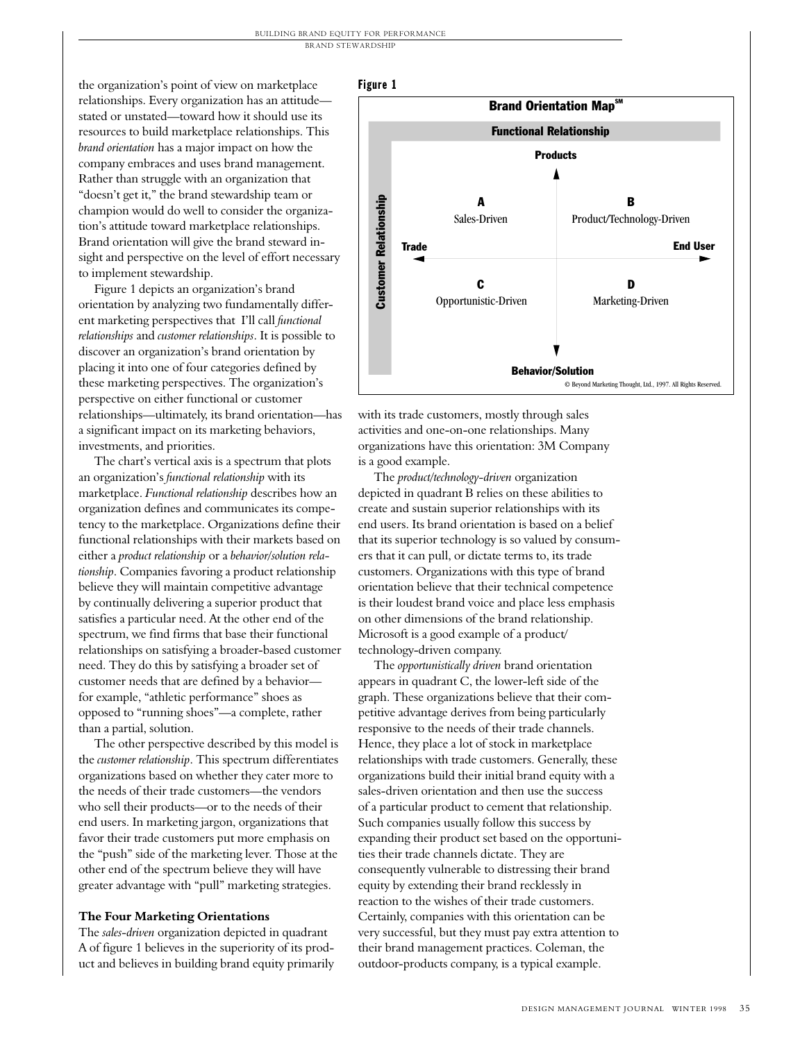the organization's point of view on marketplace relationships. Every organization has an attitude—stated or unstated—toward how it should use its resources to build marketplace relationships. This *brand orientation* has a major impact on how the company embraces and uses brand management. Rather than struggle with an organization that "doesn't get it," the brand stewardship team or champion would do well to consider the organization's attitude toward marketplace relationships. Brand orientation will give the brand steward insight and perspective on the level of effort necessary to implement stewardship.

Figure 1 depicts an organization's brand orientation by analyzing two fundamentally different marketing perspectives that I'll call *functional relationships* and *customer relationships*. It is possible to discover an organization's brand orientation by placing it into one of four categories defined by these marketing perspectives. The organization's perspective on either functional or customer relationships—ultimately, its brand orientation—has a significant impact on its marketing behaviors, investments, and priorities.

The chart's vertical axis is a spectrum that plots an organization's *functional relationship* with its marketplace. *Functional relationship* describes how an organization defines and communicates its competency to the marketplace. Organizations define their functional relationships with their markets based on either a *product relationship* or a *behavior/solution relationship*. Companies favoring a product relationship believe they will maintain competitive advantage by continually delivering a superior product that satisfies a particular need. At the other end of the spectrum, we find firms that base their functional relationships on satisfying a broader-based customer need. They do this by satisfying a broader set of customer needs that are defined by a behavior—for example, "athletic performance" shoes as opposed to "running shoes"—a complete, rather than a partial, solution.

The other perspective described by this model is the *customer relationship*. This spectrum differentiates organizations based on whether they cater more to the needs of their trade customers—the vendors who sell their products—or to the needs of their end users. In marketing jargon, organizations that favor their trade customers put more emphasis on the "push" side of the marketing lever. Those at the other end of the spectrum believe they will have greater advantage with "pull" marketing strategies.

**Figure 1**

**Brand Orientation Map℠**

**Functional Relationship**

**Customer Relationship**

**Products**

**Behavior/Solution**

**Trade**

**End User**

**A** Sales-Driven

**B** Product/Technology-Driven

**C** Opportunistic-Driven

**D** Marketing-Driven

© Beyond Marketing Thought, Ltd., 1997. All Rights Reserved.

### The Four Marketing Orientations

The *sales-driven* organization depicted in quadrant A of figure 1 believes in the superiority of its product and believes in building brand equity primarily with its trade customers, mostly through sales activities and one-on-one relationships. Many organizations have this orientation: 3M Company is a good example.

The *product/technology-driven* organization depicted in quadrant B relies on these abilities to create and sustain superior relationships with its end users. Its brand orientation is based on a belief that its superior technology is so valued by consumers that it can pull, or dictate terms to, its trade customers. Organizations with this type of brand orientation believe that their technical competence is their loudest brand voice and place less emphasis on other dimensions of the brand relationship. Microsoft is a good example of a product/technology-driven company.

The *opportunistically driven* brand orientation appears in quadrant C, the lower-left side of the graph. These organizations believe that their competitive advantage derives from being particularly responsive to the needs of their trade channels. Hence, they place a lot of stock in marketplace relationships with trade customers. Generally, these organizations build their initial brand equity with a sales-driven orientation and then use the success of a particular product to cement that relationship. Such companies usually follow this success by expanding their product set based on the opportunities their trade channels dictate. They are consequently vulnerable to distressing their brand equity by extending their brand recklessly in reaction to the wishes of their trade customers. Certainly, companies with this orientation can be very successful, but they must pay extra attention to their brand management practices. Coleman, the outdoor-products company, is a typical example.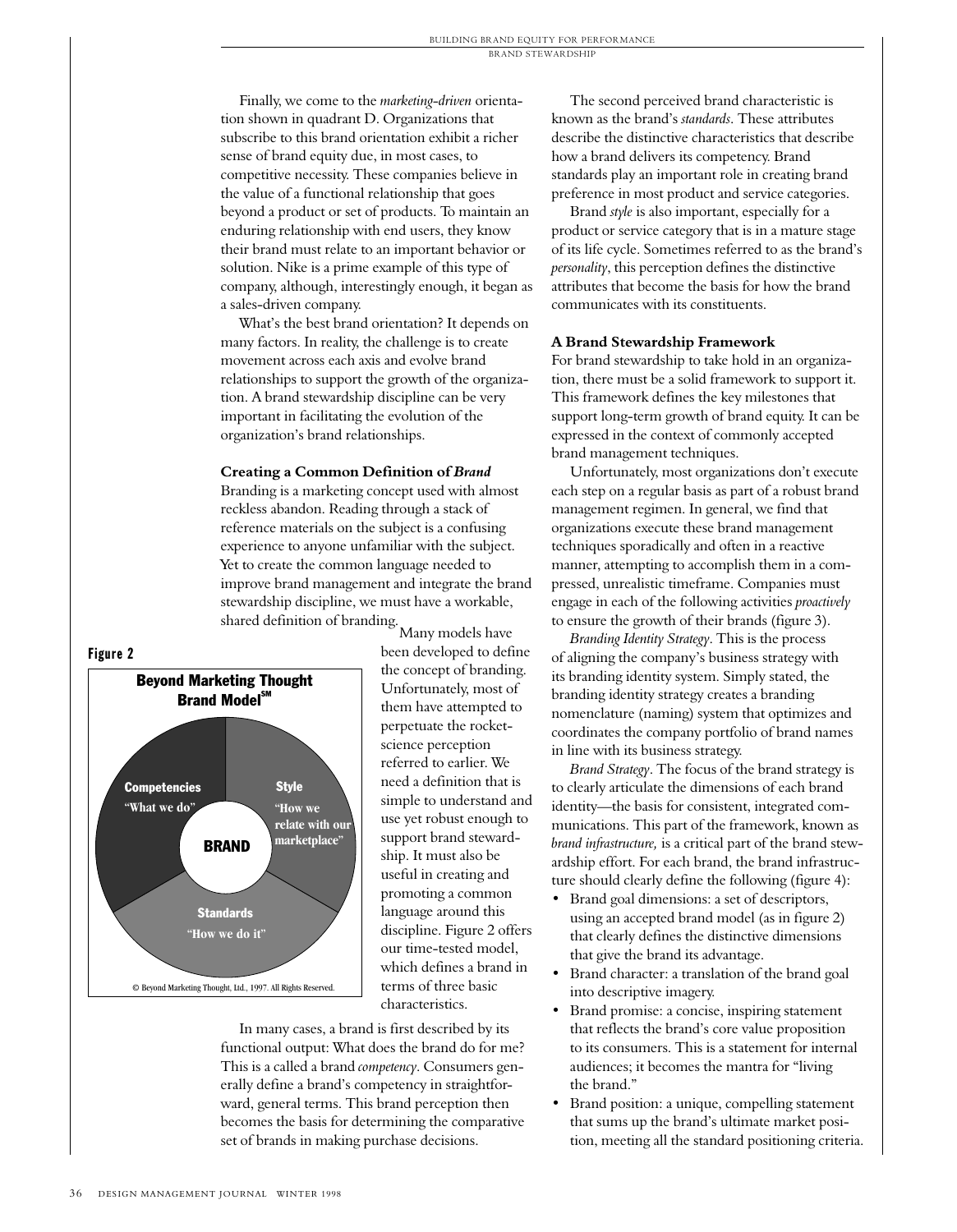Finally, we come to the *marketing-driven* orientation shown in quadrant D. Organizations that subscribe to this brand orientation exhibit a richer sense of brand equity due, in most cases, to competitive necessity. These companies believe in the value of a functional relationship that goes beyond a product or set of products. To maintain an enduring relationship with end users, they know their brand must relate to an important behavior or solution. Nike is a prime example of this type of company, although, interestingly enough, it began as a sales-driven company.

What's the best brand orientation? It depends on many factors. In reality, the challenge is to create movement across each axis and evolve brand relationships to support the growth of the organization. A brand stewardship discipline can be very important in facilitating the evolution of the organization's brand relationships.

**Creating a Common Definition of *Brand***

Branding is a marketing concept used with almost reckless abandon. Reading through a stack of reference materials on the subject is a confusing experience to anyone unfamiliar with the subject. Yet to create the common language needed to improve brand management and integrate the brand stewardship discipline, we must have a workable, shared definition of branding.

**Figure 2**

Beyond Marketing Thought Brand Model℠

Competencies "What we do"

Style "How we relate with our marketplace"

BRAND

Standards "How we do it"

© Beyond Marketing Thought, Ltd., 1997. All Rights Reserved.

Many models have been developed to define the concept of branding. Unfortunately, most of them have attempted to perpetuate the rocket-science perception referred to earlier. We need a definition that is simple to understand and use yet robust enough to support brand stewardship. It must also be useful in creating and promoting a common language around this discipline. Figure 2 offers our time-tested model, which defines a brand in terms of three basic characteristics.

In many cases, a brand is first described by its functional output: What does the brand do for me? This is a called a brand *competency*. Consumers generally define a brand's competency in straightforward, general terms. This brand perception then becomes the basis for determining the comparative set of brands in making purchase decisions.

The second perceived brand characteristic is known as the brand's *standards*. These attributes describe the distinctive characteristics that describe how a brand delivers its competency. Brand standards play an important role in creating brand preference in most product and service categories.

Brand *style* is also important, especially for a product or service category that is in a mature stage of its life cycle. Sometimes referred to as the brand's *personality*, this perception defines the distinctive attributes that become the basis for how the brand communicates with its constituents.

**A Brand Stewardship Framework**

For brand stewardship to take hold in an organization, there must be a solid framework to support it. This framework defines the key milestones that support long-term growth of brand equity. It can be expressed in the context of commonly accepted brand management techniques.

Unfortunately, most organizations don't execute each step on a regular basis as part of a robust brand management regimen. In general, we find that organizations execute these brand management techniques sporadically and often in a reactive manner, attempting to accomplish them in a compressed, unrealistic timeframe. Companies must engage in each of the following activities *proactively* to ensure the growth of their brands (figure 3).

*Branding Identity Strategy*. This is the process of aligning the company's business strategy with its branding identity system. Simply stated, the branding identity strategy creates a branding nomenclature (naming) system that optimizes and coordinates the company portfolio of brand names in line with its business strategy.

*Brand Strategy*. The focus of the brand strategy is to clearly articulate the dimensions of each brand identity—the basis for consistent, integrated communications. This part of the framework, known as *brand infrastructure,* is a critical part of the brand stewardship effort. For each brand, the brand infrastructure should clearly define the following (figure 4):

- Brand goal dimensions: a set of descriptors, using an accepted brand model (as in figure 2) that clearly defines the distinctive dimensions that give the brand its advantage.
- Brand character: a translation of the brand goal into descriptive imagery.
- Brand promise: a concise, inspiring statement that reflects the brand's core value proposition to its consumers. This is a statement for internal audiences; it becomes the mantra for "living the brand."
- Brand position: a unique, compelling statement that sums up the brand's ultimate market position, meeting all the standard positioning criteria.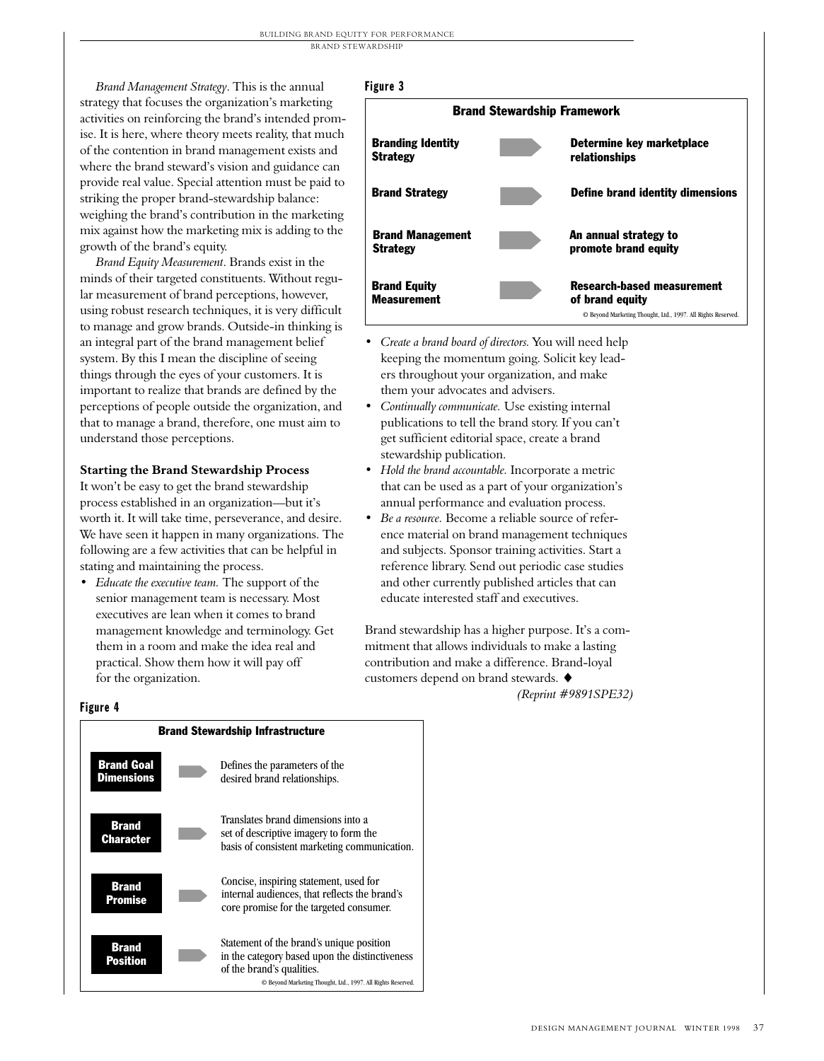*Brand Management Strategy*. This is the annual strategy that focuses the organization's marketing activities on reinforcing the brand's intended promise. It is here, where theory meets reality, that much of the contention in brand management exists and where the brand steward's vision and guidance can provide real value. Special attention must be paid to striking the proper brand-stewardship balance: weighing the brand's contribution in the marketing mix against how the marketing mix is adding to the growth of the brand's equity.

*Brand Equity Measurement*. Brands exist in the minds of their targeted constituents. Without regular measurement of brand perceptions, however, using robust research techniques, it is very difficult to manage and grow brands. Outside-in thinking is an integral part of the brand management belief system. By this I mean the discipline of seeing things through the eyes of your customers. It is important to realize that brands are defined by the perceptions of people outside the organization, and that to manage a brand, therefore, one must aim to understand those perceptions.

### Starting the Brand Stewardship Process

It won't be easy to get the brand stewardship process established in an organization—but it's worth it. It will take time, perseverance, and desire. We have seen it happen in many organizations. The following are a few activities that can be helpful in stating and maintaining the process.

- *Educate the executive team.* The support of the senior management team is necessary. Most executives are lean when it comes to brand management knowledge and terminology. Get them in a room and make the idea real and practical. Show them how it will pay off for the organization.
- *Create a brand board of directors.* You will need help keeping the momentum going. Solicit key leaders throughout your organization, and make them your advocates and advisers.
- *Continually communicate.* Use existing internal publications to tell the brand story. If you can't get sufficient editorial space, create a brand stewardship publication.
- *Hold the brand accountable.* Incorporate a metric that can be used as a part of your organization's annual performance and evaluation process.
- *Be a resource.* Become a reliable source of reference material on brand management techniques and subjects. Sponsor training activities. Start a reference library. Send out periodic case studies and other currently published articles that can educate interested staff and executives.

Brand stewardship has a higher purpose. It's a commitment that allows individuals to make a lasting contribution and make a difference. Brand-loyal customers depend on brand stewards. ♦

*(Reprint #9891SPE32)*

**Figure 3**

**Brand Stewardship Framework**

**Branding Identity Strategy** → **Determine key marketplace relationships**

**Brand Strategy** → **Define brand identity dimensions**

**Brand Management Strategy** → **An annual strategy to promote brand equity**

**Brand Equity Measurement** → **Research-based measurement of brand equity**

© Beyond Marketing Thought, Ltd., 1997. All Rights Reserved.

**Figure 4**

**Brand Stewardship Infrastructure**

**Brand Goal Dimensions** → Defines the parameters of the desired brand relationships.

**Brand Character** → Translates brand dimensions into a set of descriptive imagery to form the basis of consistent marketing communication.

**Brand Promise** → Concise, inspiring statement, used for internal audiences, that reflects the brand's core promise for the targeted consumer.

**Brand Position** → Statement of the brand's unique position in the category based upon the distinctiveness of the brand's qualities.

© Beyond Marketing Thought, Ltd., 1997. All Rights Reserved.